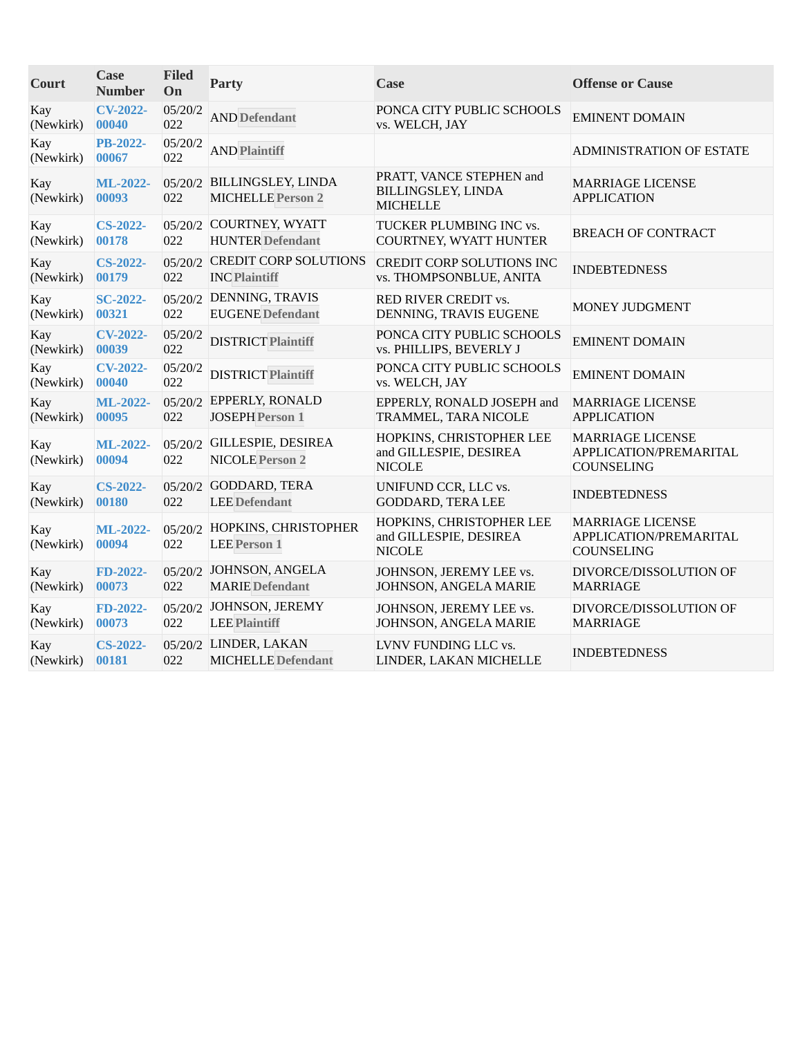| Court | Case Number | Filed On | Party | Case | Offense or Cause |
| --- | --- | --- | --- | --- | --- |
| Kay (Newkirk) | CV-2022-00040 | 05/20/2022 | AND **Defendant** | PONCA CITY PUBLIC SCHOOLS vs. WELCH, JAY | EMINENT DOMAIN |
| Kay (Newkirk) | PB-2022-00067 | 05/20/2022 | AND **Plaintiff** | | ADMINISTRATION OF ESTATE |
| Kay (Newkirk) | ML-2022-00093 | 05/20/2022 | BILLINGSLEY, LINDA MICHELLE **Person 2** | PRATT, VANCE STEPHEN and BILLINGSLEY, LINDA MICHELLE | MARRIAGE LICENSE APPLICATION |
| Kay (Newkirk) | CS-2022-00178 | 05/20/2022 | COURTNEY, WYATT HUNTER **Defendant** | TUCKER PLUMBING INC vs. COURTNEY, WYATT HUNTER | BREACH OF CONTRACT |
| Kay (Newkirk) | CS-2022-00179 | 05/20/2022 | CREDIT CORP SOLUTIONS INC **Plaintiff** | CREDIT CORP SOLUTIONS INC vs. THOMPSONBLUE, ANITA | INDEBTEDNESS |
| Kay (Newkirk) | SC-2022-00321 | 05/20/2022 | DENNING, TRAVIS EUGENE **Defendant** | RED RIVER CREDIT vs. DENNING, TRAVIS EUGENE | MONEY JUDGMENT |
| Kay (Newkirk) | CV-2022-00039 | 05/20/2022 | DISTRICT **Plaintiff** | PONCA CITY PUBLIC SCHOOLS vs. PHILLIPS, BEVERLY J | EMINENT DOMAIN |
| Kay (Newkirk) | CV-2022-00040 | 05/20/2022 | DISTRICT **Plaintiff** | PONCA CITY PUBLIC SCHOOLS vs. WELCH, JAY | EMINENT DOMAIN |
| Kay (Newkirk) | ML-2022-00095 | 05/20/2022 | EPPERLY, RONALD JOSEPH **Person 1** | EPPERLY, RONALD JOSEPH and TRAMMEL, TARA NICOLE | MARRIAGE LICENSE APPLICATION |
| Kay (Newkirk) | ML-2022-00094 | 05/20/2022 | GILLESPIE, DESIREA NICOLE **Person 2** | HOPKINS, CHRISTOPHER LEE and GILLESPIE, DESIREA NICOLE | MARRIAGE LICENSE APPLICATION/PREMARITAL COUNSELING |
| Kay (Newkirk) | CS-2022-00180 | 05/20/2022 | GODDARD, TERA LEE **Defendant** | UNIFUND CCR, LLC vs. GODDARD, TERA LEE | INDEBTEDNESS |
| Kay (Newkirk) | ML-2022-00094 | 05/20/2022 | HOPKINS, CHRISTOPHER LEE **Person 1** | HOPKINS, CHRISTOPHER LEE and GILLESPIE, DESIREA NICOLE | MARRIAGE LICENSE APPLICATION/PREMARITAL COUNSELING |
| Kay (Newkirk) | FD-2022-00073 | 05/20/2022 | JOHNSON, ANGELA MARIE **Defendant** | JOHNSON, JEREMY LEE vs. JOHNSON, ANGELA MARIE | DIVORCE/DISSOLUTION OF MARRIAGE |
| Kay (Newkirk) | FD-2022-00073 | 05/20/2022 | JOHNSON, JEREMY LEE **Plaintiff** | JOHNSON, JEREMY LEE vs. JOHNSON, ANGELA MARIE | DIVORCE/DISSOLUTION OF MARRIAGE |
| Kay (Newkirk) | CS-2022-00181 | 05/20/2022 | LINDER, LAKAN MICHELLE **Defendant** | LVNV FUNDING LLC vs. LINDER, LAKAN MICHELLE | INDEBTEDNESS |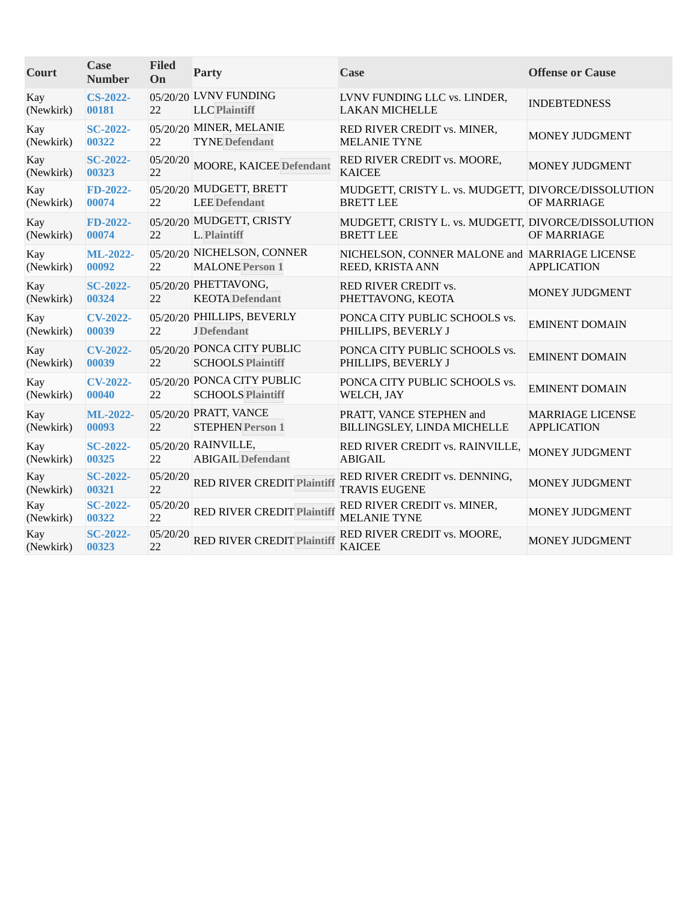| Court | Case Number | Filed On | Party | Case | Offense or Cause |
|---|---|---|---|---|---|
| Kay (Newkirk) | CS-2022-00181 | 05/20/2022 | LVNV FUNDING LLC Plaintiff | LVNV FUNDING LLC vs. LINDER, LAKAN MICHELLE | INDEBTEDNESS |
| Kay (Newkirk) | SC-2022-00322 | 05/20/2022 | MINER, MELANIE TYNE Defendant | RED RIVER CREDIT vs. MINER, MELANIE TYNE | MONEY JUDGMENT |
| Kay (Newkirk) | SC-2022-00323 | 05/20/2022 | MOORE, KAICEE Defendant | RED RIVER CREDIT vs. MOORE, KAICEE | MONEY JUDGMENT |
| Kay (Newkirk) | FD-2022-00074 | 05/20/2022 | MUDGETT, BRETT LEE Defendant | MUDGETT, CRISTY L. vs. MUDGETT, BRETT LEE | DIVORCE/DISSOLUTION OF MARRIAGE |
| Kay (Newkirk) | FD-2022-00074 | 05/20/2022 | MUDGETT, CRISTY L. Plaintiff | MUDGETT, CRISTY L. vs. MUDGETT, BRETT LEE | DIVORCE/DISSOLUTION OF MARRIAGE |
| Kay (Newkirk) | ML-2022-00092 | 05/20/2022 | NICHELSON, CONNER MALONE Person 1 | NICHELSON, CONNER MALONE and REED, KRISTA ANN | MARRIAGE LICENSE APPLICATION |
| Kay (Newkirk) | SC-2022-00324 | 05/20/2022 | PHETTAVONG, KEOTA Defendant | RED RIVER CREDIT vs. PHETTAVONG, KEOTA | MONEY JUDGMENT |
| Kay (Newkirk) | CV-2022-00039 | 05/20/2022 | PHILLIPS, BEVERLY J Defendant | PONCA CITY PUBLIC SCHOOLS vs. PHILLIPS, BEVERLY J | EMINENT DOMAIN |
| Kay (Newkirk) | CV-2022-00039 | 05/20/2022 | PONCA CITY PUBLIC SCHOOLS Plaintiff | PONCA CITY PUBLIC SCHOOLS vs. PHILLIPS, BEVERLY J | EMINENT DOMAIN |
| Kay (Newkirk) | CV-2022-00040 | 05/20/2022 | PONCA CITY PUBLIC SCHOOLS Plaintiff | PONCA CITY PUBLIC SCHOOLS vs. WELCH, JAY | EMINENT DOMAIN |
| Kay (Newkirk) | ML-2022-00093 | 05/20/2022 | PRATT, VANCE STEPHEN Person 1 | PRATT, VANCE STEPHEN and BILLINGSLEY, LINDA MICHELLE | MARRIAGE LICENSE APPLICATION |
| Kay (Newkirk) | SC-2022-00325 | 05/20/2022 | RAINVILLE, ABIGAIL Defendant | RED RIVER CREDIT vs. RAINVILLE, ABIGAIL | MONEY JUDGMENT |
| Kay (Newkirk) | SC-2022-00321 | 05/20/2022 | RED RIVER CREDIT Plaintiff | RED RIVER CREDIT vs. DENNING, TRAVIS EUGENE | MONEY JUDGMENT |
| Kay (Newkirk) | SC-2022-00322 | 05/20/2022 | RED RIVER CREDIT Plaintiff | RED RIVER CREDIT vs. MINER, MELANIE TYNE | MONEY JUDGMENT |
| Kay (Newkirk) | SC-2022-00323 | 05/20/2022 | RED RIVER CREDIT Plaintiff | RED RIVER CREDIT vs. MOORE, KAICEE | MONEY JUDGMENT |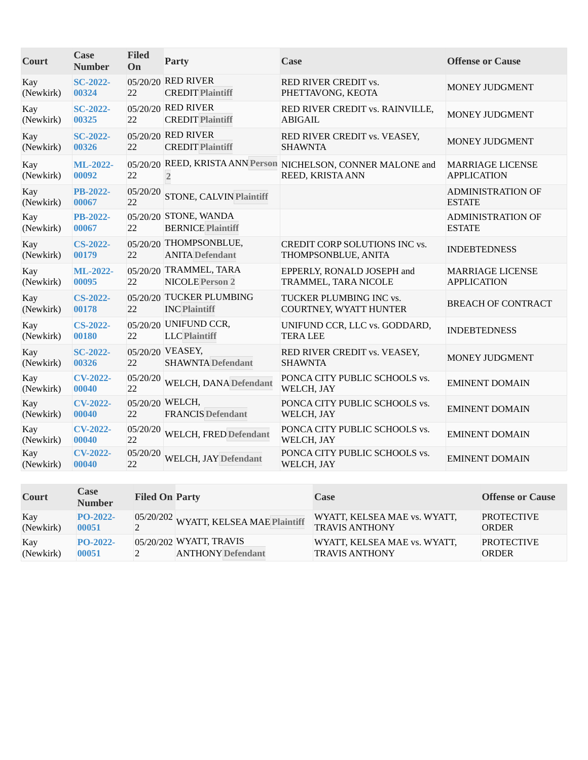| Court | Case Number | Filed On | Party | Case | Offense or Cause |
|---|---|---|---|---|---|
| Kay (Newkirk) | SC-2022-00324 | 05/20/2022 | RED RIVER CREDIT Plaintiff | RED RIVER CREDIT vs. PHETTAVONG, KEOTA | MONEY JUDGMENT |
| Kay (Newkirk) | SC-2022-00325 | 05/20/2022 | RED RIVER CREDIT Plaintiff | RED RIVER CREDIT vs. RAINVILLE, ABIGAIL | MONEY JUDGMENT |
| Kay (Newkirk) | SC-2022-00326 | 05/20/2022 | RED RIVER CREDIT Plaintiff | RED RIVER CREDIT vs. VEASEY, SHAWNTA | MONEY JUDGMENT |
| Kay (Newkirk) | ML-2022-00092 | 05/20/2022 | REED, KRISTA ANN Person 2 | NICHELSON, CONNER MALONE and REED, KRISTA ANN | MARRIAGE LICENSE APPLICATION |
| Kay (Newkirk) | PB-2022-00067 | 05/20/2022 | STONE, CALVIN Plaintiff | | ADMINISTRATION OF ESTATE |
| Kay (Newkirk) | PB-2022-00067 | 05/20/2022 | STONE, WANDA BERNICE Plaintiff | | ADMINISTRATION OF ESTATE |
| Kay (Newkirk) | CS-2022-00179 | 05/20/2022 | THOMPSONBLUE, ANITA Defendant | CREDIT CORP SOLUTIONS INC vs. THOMPSONBLUE, ANITA | INDEBTEDNESS |
| Kay (Newkirk) | ML-2022-00095 | 05/20/2022 | TRAMMEL, TARA NICOLE Person 2 | EPPERLY, RONALD JOSEPH and TRAMMEL, TARA NICOLE | MARRIAGE LICENSE APPLICATION |
| Kay (Newkirk) | CS-2022-00178 | 05/20/2022 | TUCKER PLUMBING INC Plaintiff | TUCKER PLUMBING INC vs. COURTNEY, WYATT HUNTER | BREACH OF CONTRACT |
| Kay (Newkirk) | CS-2022-00180 | 05/20/2022 | UNIFUND CCR, LLC Plaintiff | UNIFUND CCR, LLC vs. GODDARD, TERA LEE | INDEBTEDNESS |
| Kay (Newkirk) | SC-2022-00326 | 05/20/2022 | VEASEY, SHAWNTA Defendant | RED RIVER CREDIT vs. VEASEY, SHAWNTA | MONEY JUDGMENT |
| Kay (Newkirk) | CV-2022-00040 | 05/20/2022 | WELCH, DANA Defendant | PONCA CITY PUBLIC SCHOOLS vs. WELCH, JAY | EMINENT DOMAIN |
| Kay (Newkirk) | CV-2022-00040 | 05/20/2022 | WELCH, FRANCIS Defendant | PONCA CITY PUBLIC SCHOOLS vs. WELCH, JAY | EMINENT DOMAIN |
| Kay (Newkirk) | CV-2022-00040 | 05/20/2022 | WELCH, FRED Defendant | PONCA CITY PUBLIC SCHOOLS vs. WELCH, JAY | EMINENT DOMAIN |
| Kay (Newkirk) | CV-2022-00040 | 05/20/2022 | WELCH, JAY Defendant | PONCA CITY PUBLIC SCHOOLS vs. WELCH, JAY | EMINENT DOMAIN |

| Court | Case Number | Filed On | Party | Case | Offense or Cause |
|---|---|---|---|---|---|
| Kay (Newkirk) | PO-2022-00051 | 05/20/2022 | WYATT, KELSEA MAE Plaintiff | WYATT, KELSEA MAE vs. WYATT, TRAVIS ANTHONY | PROTECTIVE ORDER |
| Kay (Newkirk) | PO-2022-00051 | 05/20/2022 | WYATT, TRAVIS ANTHONY Defendant | WYATT, KELSEA MAE vs. WYATT, TRAVIS ANTHONY | PROTECTIVE ORDER |